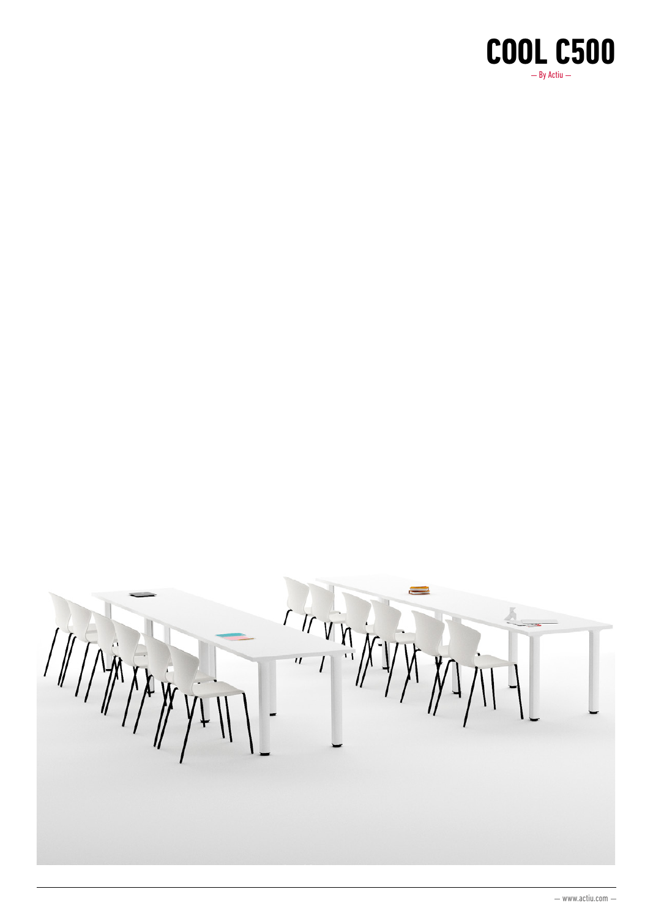# COOL C500

— By Actiu —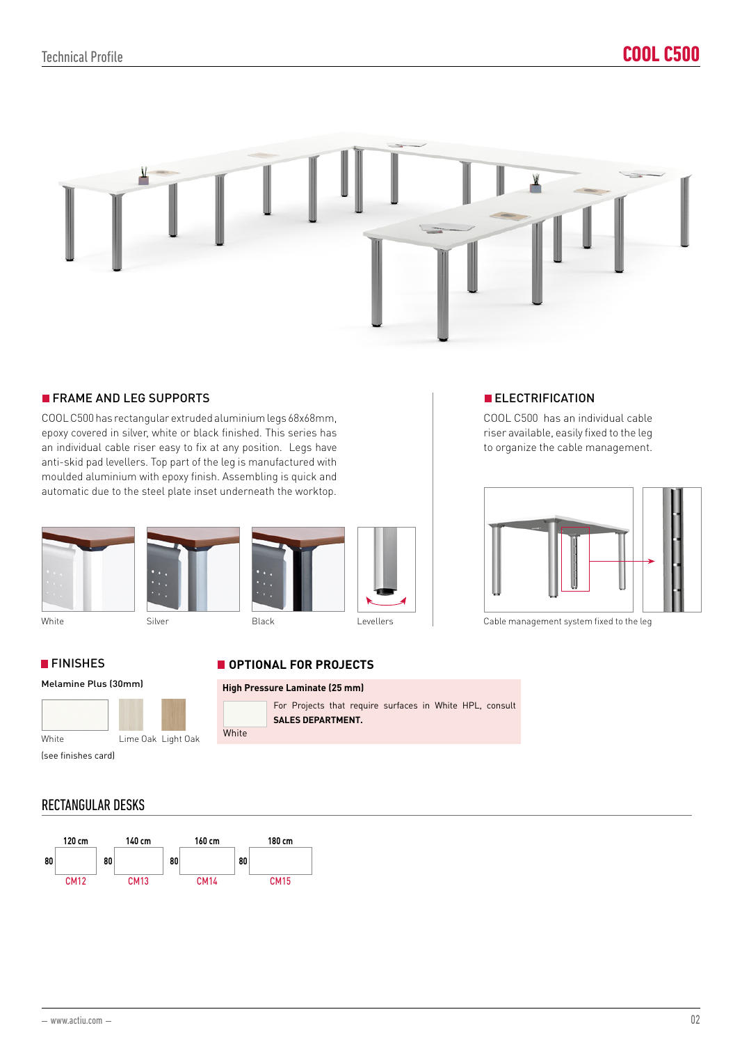## FRAME AND LEG SUPPORTS

COOL C500 has rectangular extruded aluminium legs 68x68mm, epoxy covered in silver, white or black finished. This series has an individual cable riser easy to fix at any position. Legs have anti-skid pad levellers. Top part of the leg is manufactured with moulded aluminium with epoxy finish. Assembling is quick and automatic due to the steel plate inset underneath the worktop.

White

Silver

Black

Levellers

## ELECTRIFICATION

COOL C500 has an individual cable riser available, easily fixed to the leg to organize the cable management.

Cable management system fixed to the leg

## FINISHES

**Melamine Plus (30mm)**

White

Lime Oak

Light Oak

(see finishes card)

## OPTIONAL FOR PROJECTS

**High Pressure Laminate (25 mm)**

For Projects that require surfaces in White HPL, consult **SALES DEPARTMENT.**

White

## RECTANGULAR DESKS

| Code | Width | Depth |
|---|---|---|
| CM12 | 120 cm | 80 |
| CM13 | 140 cm | 80 |
| CM14 | 160 cm | 80 |
| CM15 | 180 cm | 80 |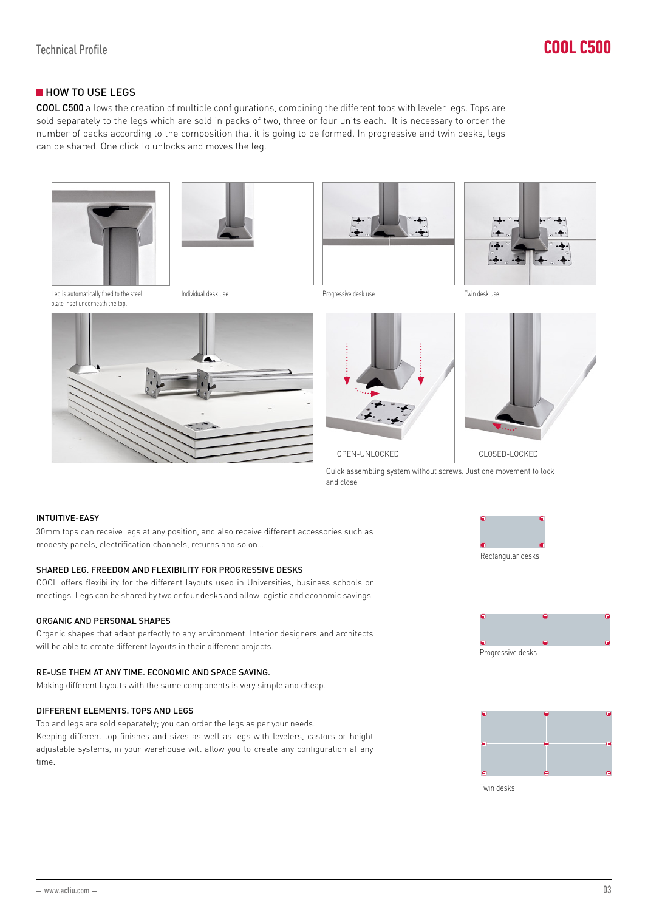## HOW TO USE LEGS

**COOL C500** allows the creation of multiple configurations, combining the different tops with leveler legs. Tops are sold separately to the legs which are sold in packs of two, three or four units each. It is necessary to order the number of packs according to the composition that it is going to be formed. In progressive and twin desks, legs can be shared. One click to unlocks and moves the leg.

Leg is automatically fixed to the steel plate inset underneath the top.

Individual desk use

Progressive desk use

Twin desk use

OPEN-UNLOCKED

CLOSED-LOCKED

Quick assembling system without screws. Just one movement to lock and close

### INTUITIVE-EASY

30mm tops can receive legs at any position, and also receive different accessories such as modesty panels, electrification channels, returns and so on...

### SHARED LEG. FREEDOM AND FLEXIBILITY FOR PROGRESSIVE DESKS

COOL offers flexibility for the different layouts used in Universities, business schools or meetings. Legs can be shared by two or four desks and allow logistic and economic savings.

### ORGANIC AND PERSONAL SHAPES

Organic shapes that adapt perfectly to any environment. Interior designers and architects will be able to create different layouts in their different projects.

### RE-USE THEM AT ANY TIME. ECONOMIC AND SPACE SAVING.

Making different layouts with the same components is very simple and cheap.

### DIFFERENT ELEMENTS. TOPS AND LEGS

Top and legs are sold separately; you can order the legs as per your needs.
Keeping different top finishes and sizes as well as legs with levelers, castors or height adjustable systems, in your warehouse will allow you to create any configuration at any time.

Rectangular desks

Progressive desks

Twin desks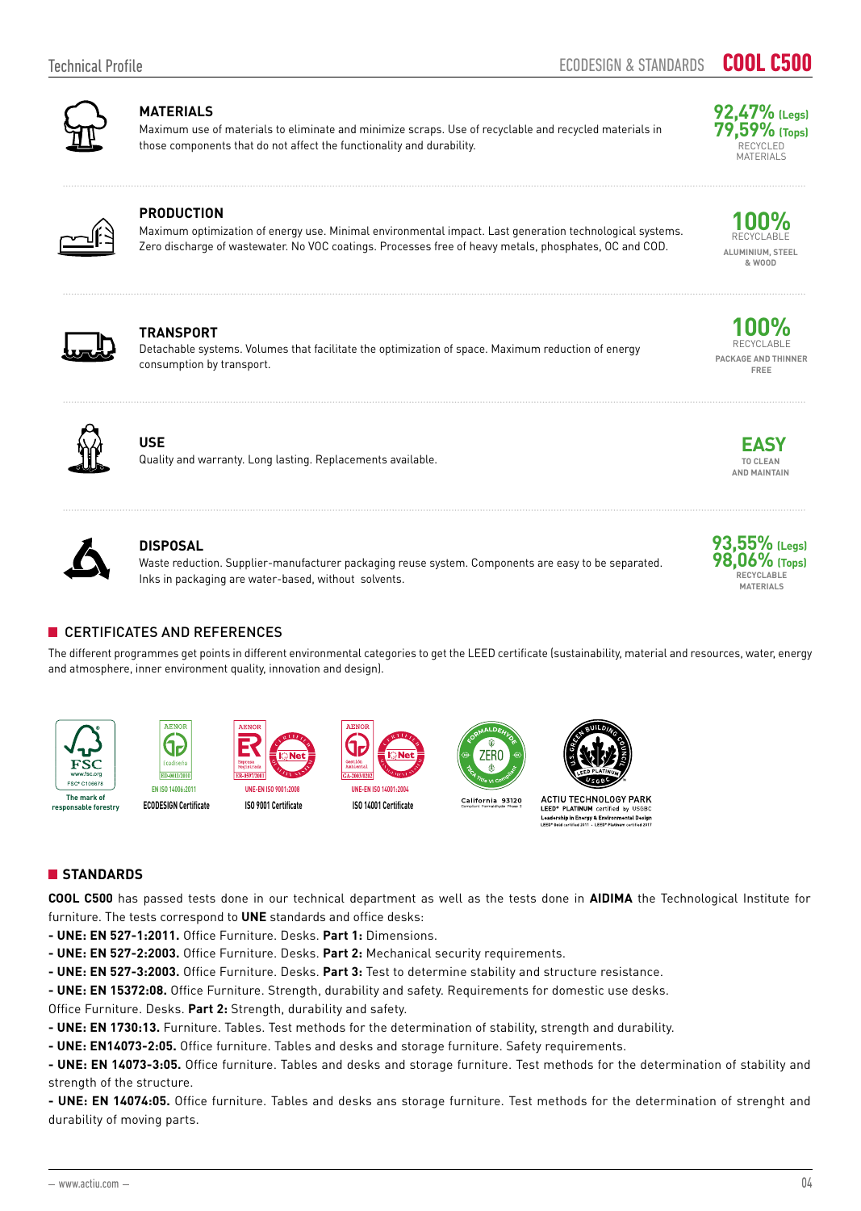## MATERIALS

Maximum use of materials to eliminate and minimize scraps. Use of recyclable and recycled materials in those components that do not affect the functionality and durability.

**92,47% (Legs)**
**79,59% (Tops)**
RECYCLED MATERIALS

## PRODUCTION

Maximum optimization of energy use. Minimal environmental impact. Last generation technological systems. Zero discharge of wastewater. No VOC coatings. Processes free of heavy metals, phosphates, OC and COD.

**100%**
RECYCLABLE
ALUMINIUM, STEEL & WOOD

## TRANSPORT

Detachable systems. Volumes that facilitate the optimization of space. Maximum reduction of energy consumption by transport.

**100%**
RECYCLABLE
PACKAGE AND THINNER FREE

## USE

Quality and warranty. Long lasting. Replacements available.

**EASY**
TO CLEAN AND MAINTAIN

## DISPOSAL

Waste reduction. Supplier-manufacturer packaging reuse system. Components are easy to be separated. Inks in packaging are water-based, without solvents.

**93,55% (Legs)**
**98,06% (Tops)**
RECYCLABLE MATERIALS

## CERTIFICATES AND REFERENCES

The different programmes get points in different environmental categories to get the LEED certificate (sustainability, material and resources, water, energy and atmosphere, inner environment quality, innovation and design).

The mark of responsable forestry

EN ISO 14006:2011
ECODESIGN Certificate

UNE-EN ISO 9001:2008
ISO 9001 Certificate

UNE-EN ISO 14001:2004
ISO 14001 Certificate

California 93120

ACTIU TECHNOLOGY PARK
LEED® PLATINUM certified by USGBC
Leadership in Energy & Environmental Design

## STANDARDS

**COOL C500** has passed tests done in our technical department as well as the tests done in **AIDIMA** the Technological Institute for furniture. The tests correspond to **UNE** standards and office desks:

- **UNE: EN 527-1:2011.** Office Furniture. Desks. **Part 1:** Dimensions.
- **UNE: EN 527-2:2003.** Office Furniture. Desks. **Part 2:** Mechanical security requirements.
- **UNE: EN 527-3:2003.** Office Furniture. Desks. **Part 3:** Test to determine stability and structure resistance.
- **UNE: EN 15372:08.** Office Furniture. Strength, durability and safety. Requirements for domestic use desks.

Office Furniture. Desks. **Part 2:** Strength, durability and safety.

- **UNE: EN 1730:13.** Furniture. Tables. Test methods for the determination of stability, strength and durability.
- **UNE: EN14073-2:05.** Office furniture. Tables and desks and storage furniture. Safety requirements.
- **UNE: EN 14073-3:05.** Office furniture. Tables and desks and storage furniture. Test methods for the determination of stability and strength of the structure.
- **UNE: EN 14074:05.** Office furniture. Tables and desks ans storage furniture. Test methods for the determination of strenght and durability of moving parts.